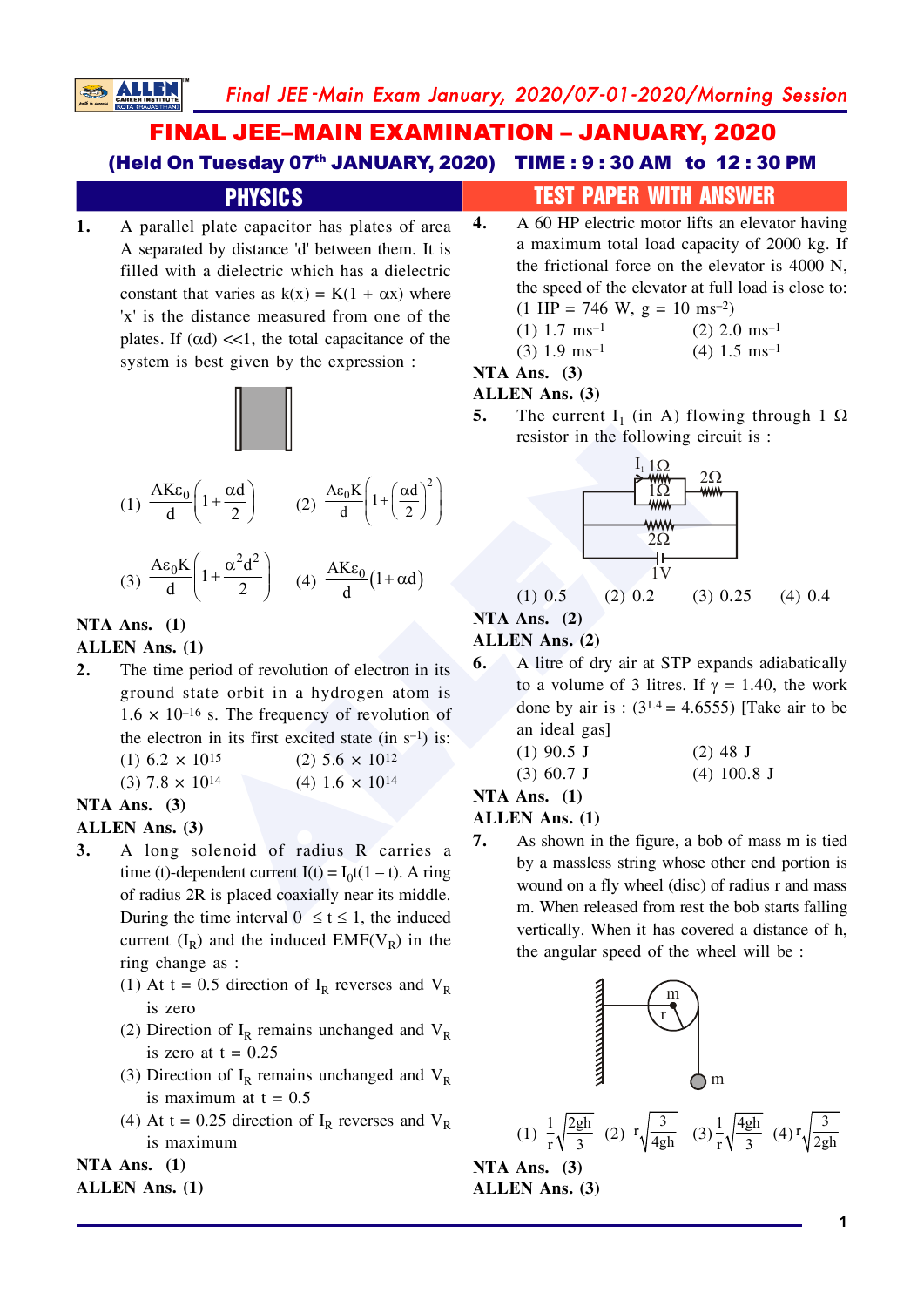# FINAL JEE–MAIN EXAMINATION – JANUARY, 2020

**(Held On Tuesday 07th JANUARY, 2020) TIME : 9 : 30 AM to 12 : 30 PM**

## PHYSICS — TEST PAPER WITH ANSWER

**1.** A parallel plate capacitor has plates of area A separated by distance 'd' between them. It is filled with a dielectric which has a dielectric constant that varies as $k(x) = K(1 + \alpha x)$ where 'x' is the distance measured from one of the plates. If $(\alpha d) << 1$, the total capacitance of the system is best given by the expression :

(1) $\frac{AK\varepsilon_0}{d}\left(1+\frac{\alpha d}{2}\right)$ (2) $\frac{A\varepsilon_0 K}{d}\left(1+\left(\frac{\alpha d}{2}\right)^2\right)$

(3) $\frac{A\varepsilon_0 K}{d}\left(1+\frac{\alpha^2 d^2}{2}\right)$ (4) $\frac{AK\varepsilon_0}{d}(1+\alpha d)$

**NTA Ans. (1)**
**ALLEN Ans. (1)**

**2.** The time period of revolution of electron in its ground state orbit in a hydrogen atom is $1.6 \times 10^{-16}$ s. The frequency of revolution of the electron in its first excited state (in $s^{-1}$) is:

(1) $6.2 \times 10^{15}$ (2) $5.6 \times 10^{12}$
(3) $7.8 \times 10^{14}$ (4) $1.6 \times 10^{14}$

**NTA Ans. (3)**
**ALLEN Ans. (3)**

**3.** A long solenoid of radius R carries a time (t)-dependent current $I(t) = I_0 t(1 - t)$. A ring of radius 2R is placed coaxially near its middle. During the time interval $0 \le t \le 1$, the induced current $(I_R)$ and the induced EMF$(V_R)$ in the ring change as :

(1) At t = 0.5 direction of $I_R$ reverses and $V_R$ is zero
(2) Direction of $I_R$ remains unchanged and $V_R$ is zero at t = 0.25
(3) Direction of $I_R$ remains unchanged and $V_R$ is maximum at t = 0.5
(4) At t = 0.25 direction of $I_R$ reverses and $V_R$ is maximum

**NTA Ans. (1)**
**ALLEN Ans. (1)**

**4.** A 60 HP electric motor lifts an elevator having a maximum total load capacity of 2000 kg. If the frictional force on the elevator is 4000 N, the speed of the elevator at full load is close to: (1 HP = 746 W, g = 10 $ms^{-2}$)

(1) 1.7 $ms^{-1}$ (2) 2.0 $ms^{-1}$
(3) 1.9 $ms^{-1}$ (4) 1.5 $ms^{-1}$

**NTA Ans. (3)**
**ALLEN Ans. (3)**

**5.** The current $I_1$ (in A) flowing through 1 Ω resistor in the following circuit is :

(1) 0.5 (2) 0.2 (3) 0.25 (4) 0.4

**NTA Ans. (2)**
**ALLEN Ans. (2)**

**6.** A litre of dry air at STP expands adiabatically to a volume of 3 litres. If γ = 1.40, the work done by air is : $(3^{1.4} = 4.6555)$ [Take air to be an ideal gas]

(1) 90.5 J (2) 48 J
(3) 60.7 J (4) 100.8 J

**NTA Ans. (1)**
**ALLEN Ans. (1)**

**7.** As shown in the figure, a bob of mass m is tied by a massless string whose other end portion is wound on a fly wheel (disc) of radius r and mass m. When released from rest the bob starts falling vertically. When it has covered a distance of h, the angular speed of the wheel will be :

(1) $\frac{1}{r}\sqrt{\frac{2gh}{3}}$ (2) $r\sqrt{\frac{3}{4gh}}$ (3) $\frac{1}{r}\sqrt{\frac{4gh}{3}}$ (4) $r\sqrt{\frac{3}{2gh}}$

**NTA Ans. (3)**
**ALLEN Ans. (3)**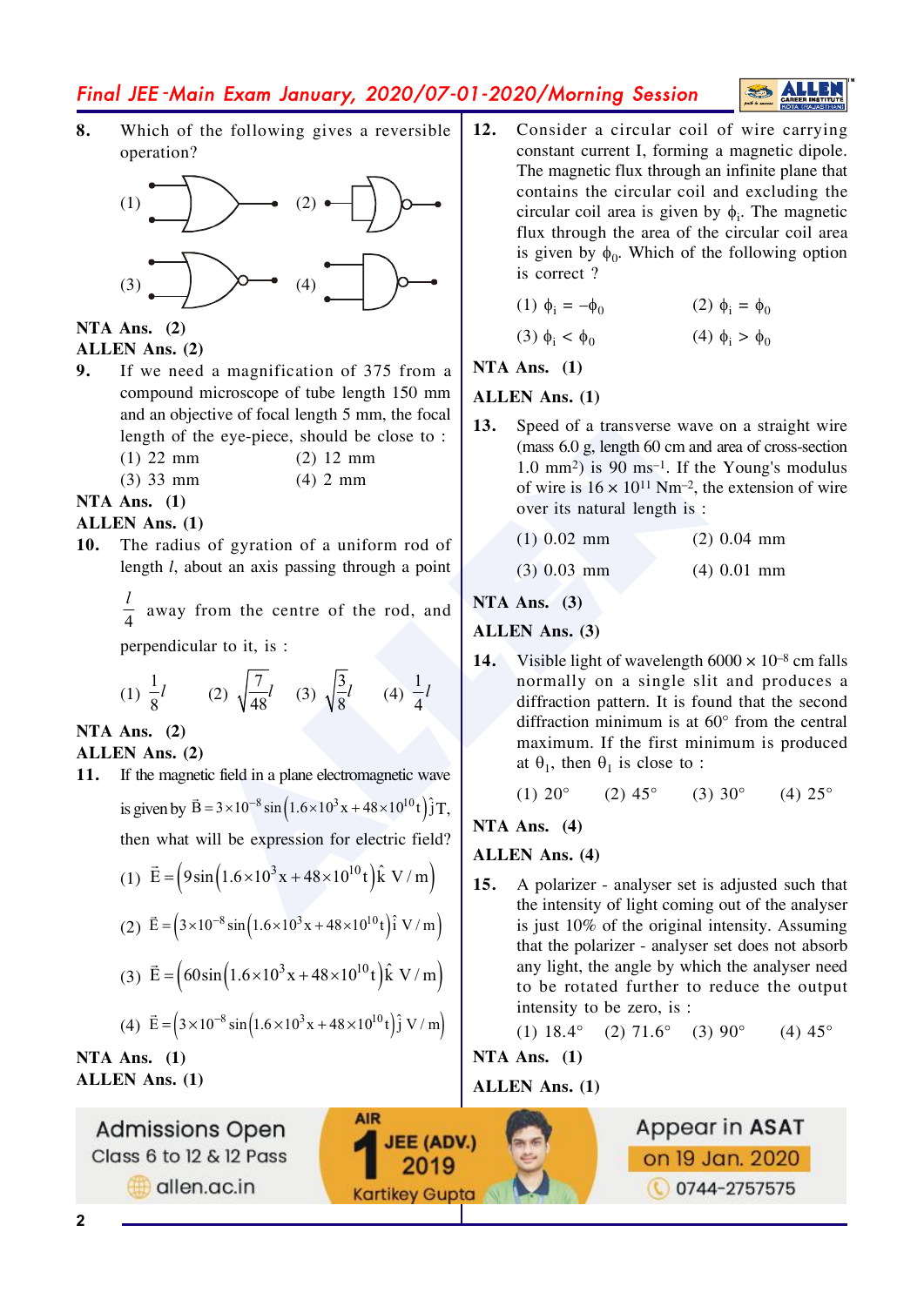**8.** Which of the following gives a reversible operation?

(1) (2) (3) (4)

**NTA Ans. (2)**

**ALLEN Ans. (2)**

**9.** If we need a magnification of 375 from a compound microscope of tube length 150 mm and an objective of focal length 5 mm, the focal length of the eye-piece, should be close to :

(1) 22 mm (2) 12 mm

(3) 33 mm (4) 2 mm

**NTA Ans. (1)**

**ALLEN Ans. (1)**

**10.** The radius of gyration of a uniform rod of length $l$, about an axis passing through a point $\frac{l}{4}$ away from the centre of the rod, and perpendicular to it, is :

(1) $\frac{1}{8}l$ (2) $\sqrt{\frac{7}{48}}l$ (3) $\sqrt{\frac{3}{8}}l$ (4) $\frac{1}{4}l$

**NTA Ans. (2)**

**ALLEN Ans. (2)**

**11.** If the magnetic field in a plane electromagnetic wave is given by $\vec{B} = 3\times10^{-8}\sin\left(1.6\times10^{3}x + 48\times10^{10}t\right)\hat{j}\,T$, then what will be expression for electric field?

(1) $\vec{E} = \left(9\sin\left(1.6\times10^{3}x + 48\times10^{10}t\right)\hat{k}\ V/m\right)$

(2) $\vec{E} = \left(3\times10^{-8}\sin\left(1.6\times10^{3}x + 48\times10^{10}t\right)\hat{i}\ V/m\right)$

(3) $\vec{E} = \left(60\sin\left(1.6\times10^{3}x + 48\times10^{10}t\right)\hat{k}\ V/m\right)$

(4) $\vec{E} = \left(3\times10^{-8}\sin\left(1.6\times10^{3}x + 48\times10^{10}t\right)\hat{j}\ V/m\right)$

**NTA Ans. (1)**

**ALLEN Ans. (1)**

**12.** Consider a circular coil of wire carrying constant current I, forming a magnetic dipole. The magnetic flux through an infinite plane that contains the circular coil and excluding the circular coil area is given by $\phi_i$. The magnetic flux through the area of the circular coil area is given by $\phi_0$. Which of the following option is correct ?

(1) $\phi_i = -\phi_0$ (2) $\phi_i = \phi_0$

(3) $\phi_i < \phi_0$ (4) $\phi_i > \phi_0$

**NTA Ans. (1)**

**ALLEN Ans. (1)**

**13.** Speed of a transverse wave on a straight wire (mass 6.0 g, length 60 cm and area of cross-section 1.0 mm$^2$) is 90 ms$^{-1}$. If the Young's modulus of wire is $16\times10^{11}$ Nm$^{-2}$, the extension of wire over its natural length is :

(1) 0.02 mm (2) 0.04 mm

(3) 0.03 mm (4) 0.01 mm

**NTA Ans. (3)**

**ALLEN Ans. (3)**

**14.** Visible light of wavelength $6000\times10^{-8}$ cm falls normally on a single slit and produces a diffraction pattern. It is found that the second diffraction minimum is at 60° from the central maximum. If the first minimum is produced at $\theta_1$, then $\theta_1$ is close to :

(1) 20° (2) 45° (3) 30° (4) 25°

**NTA Ans. (4)**

**ALLEN Ans. (4)**

**15.** A polarizer - analyser set is adjusted such that the intensity of light coming out of the analyser is just 10% of the original intensity. Assuming that the polarizer - analyser set does not absorb any light, the angle by which the analyser need to be rotated further to reduce the output intensity to be zero, is :

(1) 18.4° (2) 71.6° (3) 90° (4) 45°

**NTA Ans. (1)**

**ALLEN Ans. (1)**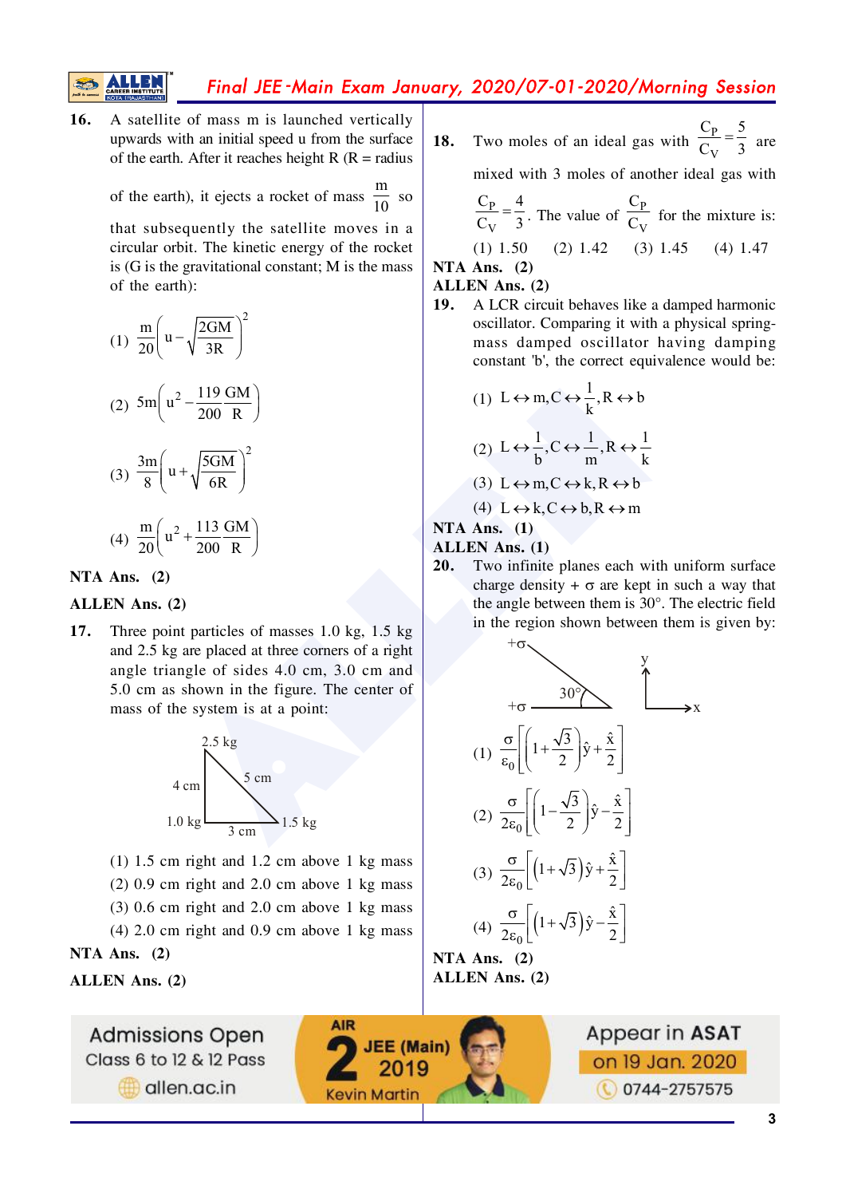**16.** A satellite of mass m is launched vertically upwards with an initial speed u from the surface of the earth. After it reaches height R (R = radius of the earth), it ejects a rocket of mass $\frac{m}{10}$ so that subsequently the satellite moves in a circular orbit. The kinetic energy of the rocket is (G is the gravitational constant; M is the mass of the earth):

(1) $\frac{m}{20}\left(u-\sqrt{\frac{2GM}{3R}}\right)^2$

(2) $5m\left(u^2-\frac{119}{200}\frac{GM}{R}\right)$

(3) $\frac{3m}{8}\left(u+\sqrt{\frac{5GM}{6R}}\right)^2$

(4) $\frac{m}{20}\left(u^2+\frac{113}{200}\frac{GM}{R}\right)$

**NTA Ans. (2)**

**ALLEN Ans. (2)**

**17.** Three point particles of masses 1.0 kg, 1.5 kg and 2.5 kg are placed at three corners of a right angle triangle of sides 4.0 cm, 3.0 cm and 5.0 cm as shown in the figure. The center of mass of the system is at a point:

(1) 1.5 cm right and 1.2 cm above 1 kg mass

(2) 0.9 cm right and 2.0 cm above 1 kg mass

(3) 0.6 cm right and 2.0 cm above 1 kg mass

(4) 2.0 cm right and 0.9 cm above 1 kg mass

**NTA Ans. (2)**

**ALLEN Ans. (2)**

**18.** Two moles of an ideal gas with $\frac{C_P}{C_V}=\frac{5}{3}$ are mixed with 3 moles of another ideal gas with $\frac{C_P}{C_V}=\frac{4}{3}$. The value of $\frac{C_P}{C_V}$ for the mixture is:

(1) 1.50 (2) 1.42 (3) 1.45 (4) 1.47

**NTA Ans. (2)**

**ALLEN Ans. (2)**

**19.** A LCR circuit behaves like a damped harmonic oscillator. Comparing it with a physical spring-mass damped oscillator having damping constant 'b', the correct equivalence would be:

(1) $L \leftrightarrow m, C \leftrightarrow \frac{1}{k}, R \leftrightarrow b$

(2) $L \leftrightarrow \frac{1}{b}, C \leftrightarrow \frac{1}{m}, R \leftrightarrow \frac{1}{k}$

(3) $L \leftrightarrow m, C \leftrightarrow k, R \leftrightarrow b$

(4) $L \leftrightarrow k, C \leftrightarrow b, R \leftrightarrow m$

**NTA Ans. (1)**

**ALLEN Ans. (1)**

**20.** Two infinite planes each with uniform surface charge density $+\sigma$ are kept in such a way that the angle between them is 30°. The electric field in the region shown between them is given by:

(1) $\frac{\sigma}{\varepsilon_0}\left[\left(1+\frac{\sqrt{3}}{2}\right)\hat{y}+\frac{\hat{x}}{2}\right]$

(2) $\frac{\sigma}{2\varepsilon_0}\left[\left(1-\frac{\sqrt{3}}{2}\right)\hat{y}-\frac{\hat{x}}{2}\right]$

(3) $\frac{\sigma}{2\varepsilon_0}\left[\left(1+\sqrt{3}\right)\hat{y}+\frac{\hat{x}}{2}\right]$

(4) $\frac{\sigma}{2\varepsilon_0}\left[\left(1+\sqrt{3}\right)\hat{y}-\frac{\hat{x}}{2}\right]$

**NTA Ans. (2)**

**ALLEN Ans. (2)**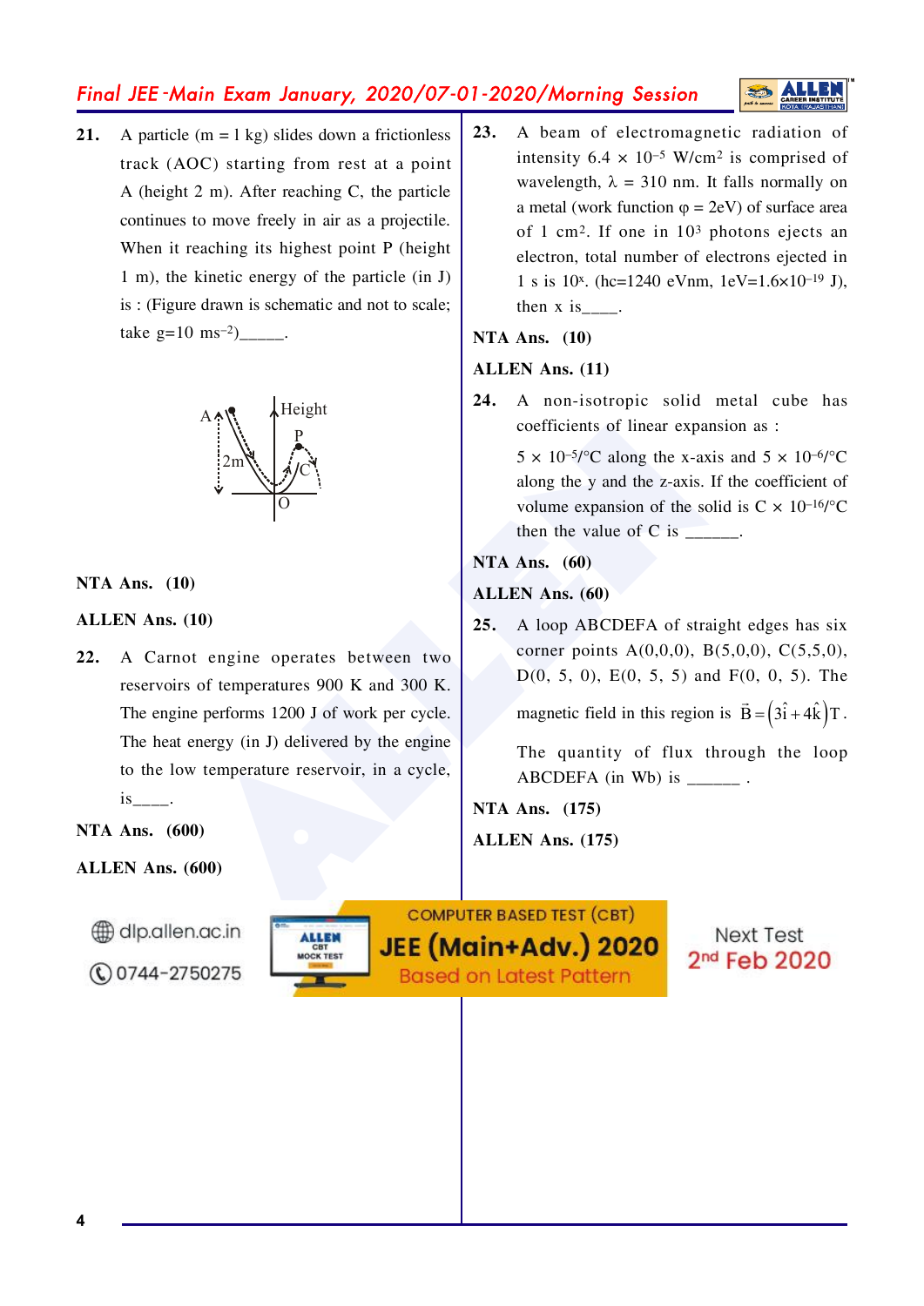**21.** A particle (m = 1 kg) slides down a frictionless track (AOC) starting from rest at a point A (height 2 m). After reaching C, the particle continues to move freely in air as a projectile. When it reaching its highest point P (height 1 m), the kinetic energy of the particle (in J) is : (Figure drawn is schematic and not to scale; take g=10 $ms^{-2}$)_____.

A
Height
P
2m
C
O

**NTA Ans. (10)**

**ALLEN Ans. (10)**

**22.** A Carnot engine operates between two reservoirs of temperatures 900 K and 300 K. The engine performs 1200 J of work per cycle. The heat energy (in J) delivered by the engine to the low temperature reservoir, in a cycle, is____.

**NTA Ans. (600)**

**ALLEN Ans. (600)**

**23.** A beam of electromagnetic radiation of intensity $6.4 \times 10^{-5}$ W/cm² is comprised of wavelength, $\lambda$ = 310 nm. It falls normally on a metal (work function $\varphi$ = 2eV) of surface area of 1 cm². If one in $10^3$ photons ejects an electron, total number of electrons ejected in 1 s is $10^x$. (hc=1240 eVnm, 1eV=$1.6\times10^{-19}$ J), then x is____.

**NTA Ans. (10)**

**ALLEN Ans. (11)**

**24.** A non-isotropic solid metal cube has coefficients of linear expansion as :

$5 \times 10^{-5}$/°C along the x-axis and $5 \times 10^{-6}$/°C along the y and the z-axis. If the coefficient of volume expansion of the solid is C $\times 10^{-16}$/°C then the value of C is ______.

**NTA Ans. (60)**

**ALLEN Ans. (60)**

**25.** A loop ABCDEFA of straight edges has six corner points A(0,0,0), B(5,0,0), C(5,5,0), D(0, 5, 0), E(0, 5, 5) and F(0, 0, 5). The magnetic field in this region is $\vec{B} = \left(3\hat{i} + 4\hat{k}\right)$T.

The quantity of flux through the loop ABCDEFA (in Wb) is ______ .

**NTA Ans. (175)**

**ALLEN Ans. (175)**

dlp.allen.ac.in
0744-2750275

COMPUTER BASED TEST (CBT)
JEE (Main+Adv.) 2020
Based on Latest Pattern

Next Test
2nd Feb 2020